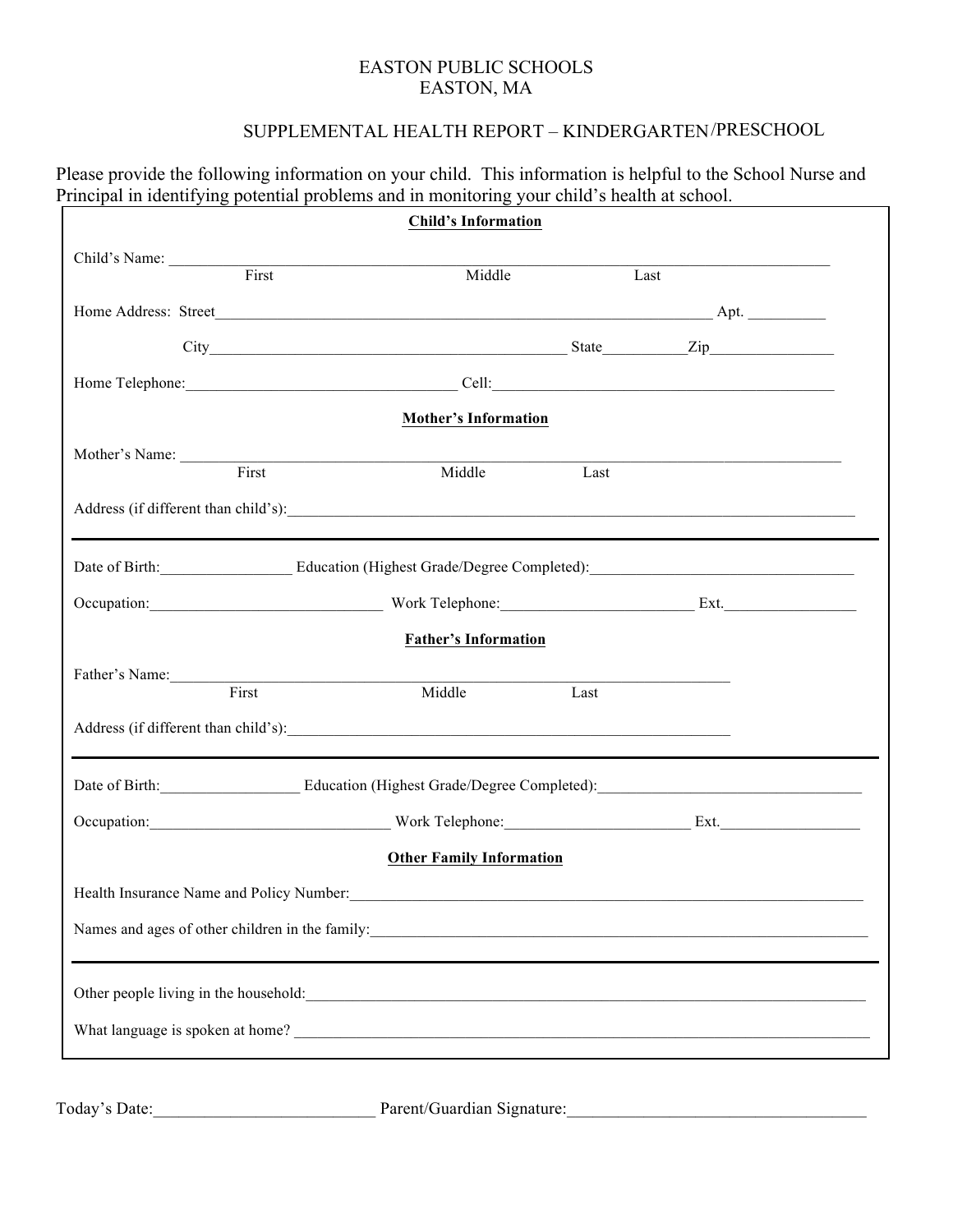# EASTON PUBLIC SCHOOLS
# EASTON, MA

## SUPPLEMENTAL HEALTH REPORT – KINDERGARTEN/PRESCHOOL

Please provide the following information on your child. This information is helpful to the School Nurse and Principal in identifying potential problems and in monitoring your child's health at school.

**Child's Information**

Child's Name: ______________________________________________________________
First Middle Last

Home Address: Street______________________________________________ Apt. __________

City_________________________________ State__________Zip________________

Home Telephone:______________________________ Cell:_____________________________________

**Mother's Information**

Mother's Name: ______________________________________________________________
First Middle Last

Address (if different than child's):_______________________________________________________

Date of Birth:_________________ Education (Highest Grade/Degree Completed):_________________________________

Occupation:______________________________ Work Telephone:________________________ Ext._________________

**Father's Information**

Father's Name:_________________________________________________________
First Middle Last

Address (if different than child's):_______________________________________________

Date of Birth:__________________ Education (Highest Grade/Degree Completed):_________________________________

Occupation:_______________________________ Work Telephone:________________________ Ext.__________________

**Other Family Information**

Health Insurance Name and Policy Number:_____________________________________________________

Names and ages of other children in the family:__________________________________________________

Other people living in the household:________________________________________________________

What language is spoken at home? ___________________________________________________________

Today's Date:__________________________ Parent/Guardian Signature:___________________________________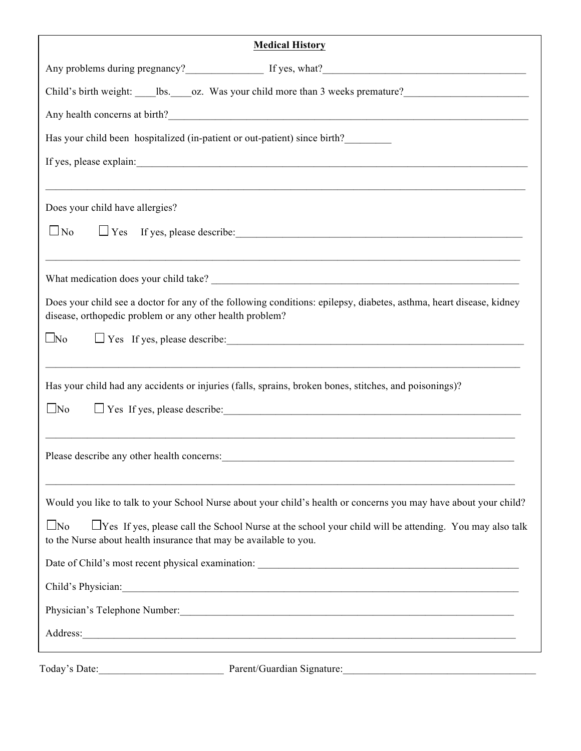## Medical History

Any problems during pregnancy?_______________ If yes, what?_______________________________________

Child's birth weight: ____lbs.____oz. Was your child more than 3 weeks premature?________________________

Any health concerns at birth?__________________________________________________________________

Has your child been hospitalized (in-patient or out-patient) since birth?_________

If yes, please explain:_______________________________________________________________________

______________________________________________________________________________________

Does your child have allergies?

☐ No ☐ Yes If yes, please describe:_________________________________________________________

______________________________________________________________________________________

What medication does your child take? _______________________________________________________

Does your child see a doctor for any of the following conditions: epilepsy, diabetes, asthma, heart disease, kidney disease, orthopedic problem or any other health problem?

☐No ☐ Yes If yes, please describe:__________________________________________________________

______________________________________________________________________________________

Has your child had any accidents or injuries (falls, sprains, broken bones, stitches, and poisonings)?

☐No ☐ Yes If yes, please describe:__________________________________________________________

______________________________________________________________________________________

Please describe any other health concerns:_____________________________________________________

______________________________________________________________________________________

Would you like to talk to your School Nurse about your child's health or concerns you may have about your child?

☐No ☐Yes If yes, please call the School Nurse at the school your child will be attending. You may also talk to the Nurse about health insurance that may be available to you.

Date of Child's most recent physical examination: _________________________________________________

Child's Physician:___________________________________________________________________________

Physician's Telephone Number:________________________________________________________________

Address:__________________________________________________________________________________

Today's Date:________________________ Parent/Guardian Signature:______________________________________